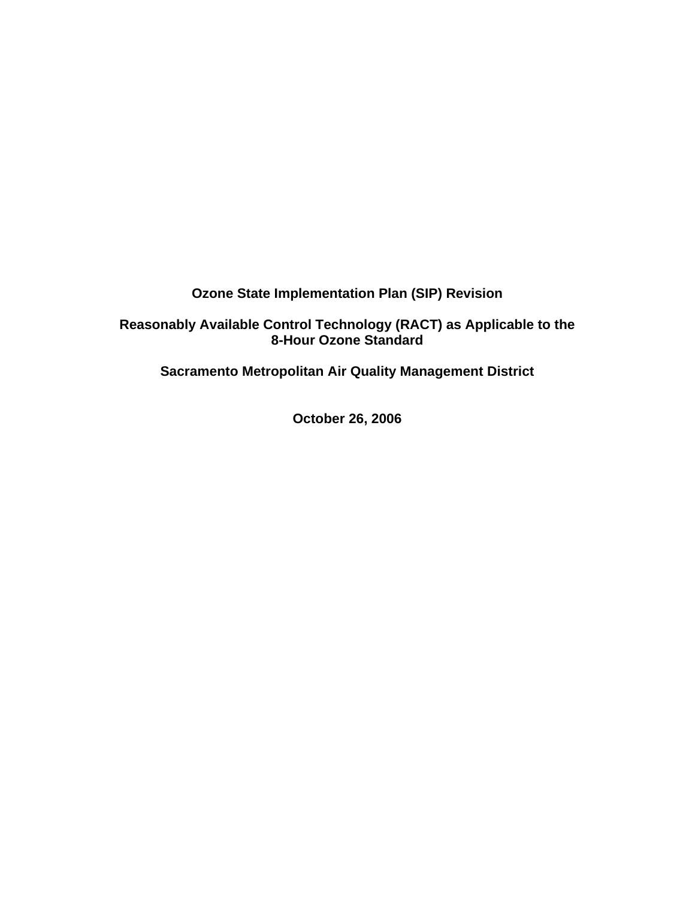# Ozone State Implementation Plan (SIP) Revision

## Reasonably Available Control Technology (RACT) as Applicable to the 8-Hour Ozone Standard

## Sacramento Metropolitan Air Quality Management District

**October 26, 2006**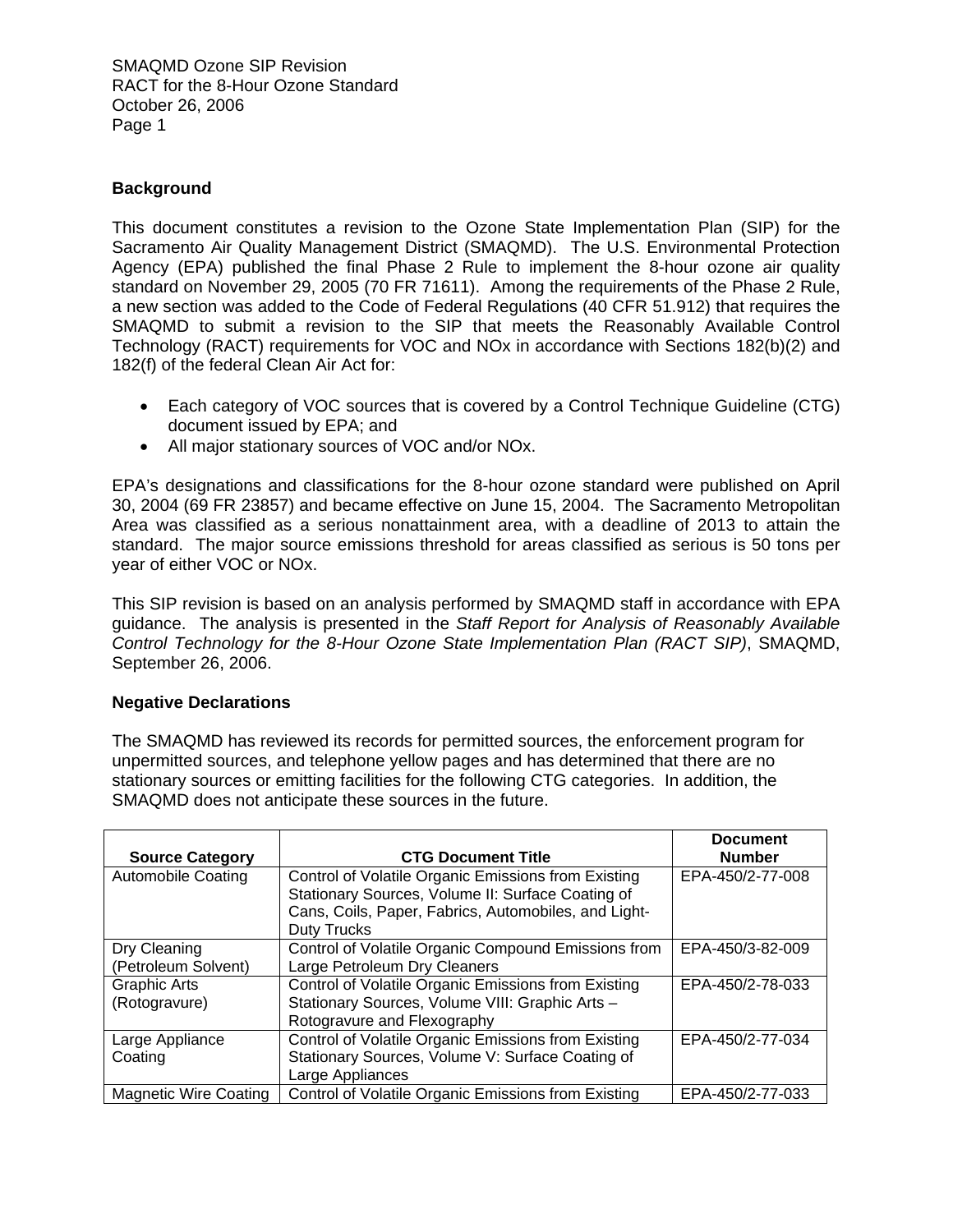## Background

This document constitutes a revision to the Ozone State Implementation Plan (SIP) for the Sacramento Air Quality Management District (SMAQMD). The U.S. Environmental Protection Agency (EPA) published the final Phase 2 Rule to implement the 8-hour ozone air quality standard on November 29, 2005 (70 FR 71611). Among the requirements of the Phase 2 Rule, a new section was added to the Code of Federal Regulations (40 CFR 51.912) that requires the SMAQMD to submit a revision to the SIP that meets the Reasonably Available Control Technology (RACT) requirements for VOC and NOx in accordance with Sections 182(b)(2) and 182(f) of the federal Clean Air Act for:

- Each category of VOC sources that is covered by a Control Technique Guideline (CTG) document issued by EPA; and
- All major stationary sources of VOC and/or NOx.

EPA's designations and classifications for the 8-hour ozone standard were published on April 30, 2004 (69 FR 23857) and became effective on June 15, 2004. The Sacramento Metropolitan Area was classified as a serious nonattainment area, with a deadline of 2013 to attain the standard. The major source emissions threshold for areas classified as serious is 50 tons per year of either VOC or NOx.

This SIP revision is based on an analysis performed by SMAQMD staff in accordance with EPA guidance. The analysis is presented in the *Staff Report for Analysis of Reasonably Available Control Technology for the 8-Hour Ozone State Implementation Plan (RACT SIP)*, SMAQMD, September 26, 2006.

## Negative Declarations

The SMAQMD has reviewed its records for permitted sources, the enforcement program for unpermitted sources, and telephone yellow pages and has determined that there are no stationary sources or emitting facilities for the following CTG categories. In addition, the SMAQMD does not anticipate these sources in the future.

| Source Category | CTG Document Title | Document Number |
|---|---|---|
| Automobile Coating | Control of Volatile Organic Emissions from Existing Stationary Sources, Volume II: Surface Coating of Cans, Coils, Paper, Fabrics, Automobiles, and Light-Duty Trucks | EPA-450/2-77-008 |
| Dry Cleaning (Petroleum Solvent) | Control of Volatile Organic Compound Emissions from Large Petroleum Dry Cleaners | EPA-450/3-82-009 |
| Graphic Arts (Rotogravure) | Control of Volatile Organic Emissions from Existing Stationary Sources, Volume VIII: Graphic Arts – Rotogravure and Flexography | EPA-450/2-78-033 |
| Large Appliance Coating | Control of Volatile Organic Emissions from Existing Stationary Sources, Volume V: Surface Coating of Large Appliances | EPA-450/2-77-034 |
| Magnetic Wire Coating | Control of Volatile Organic Emissions from Existing | EPA-450/2-77-033 |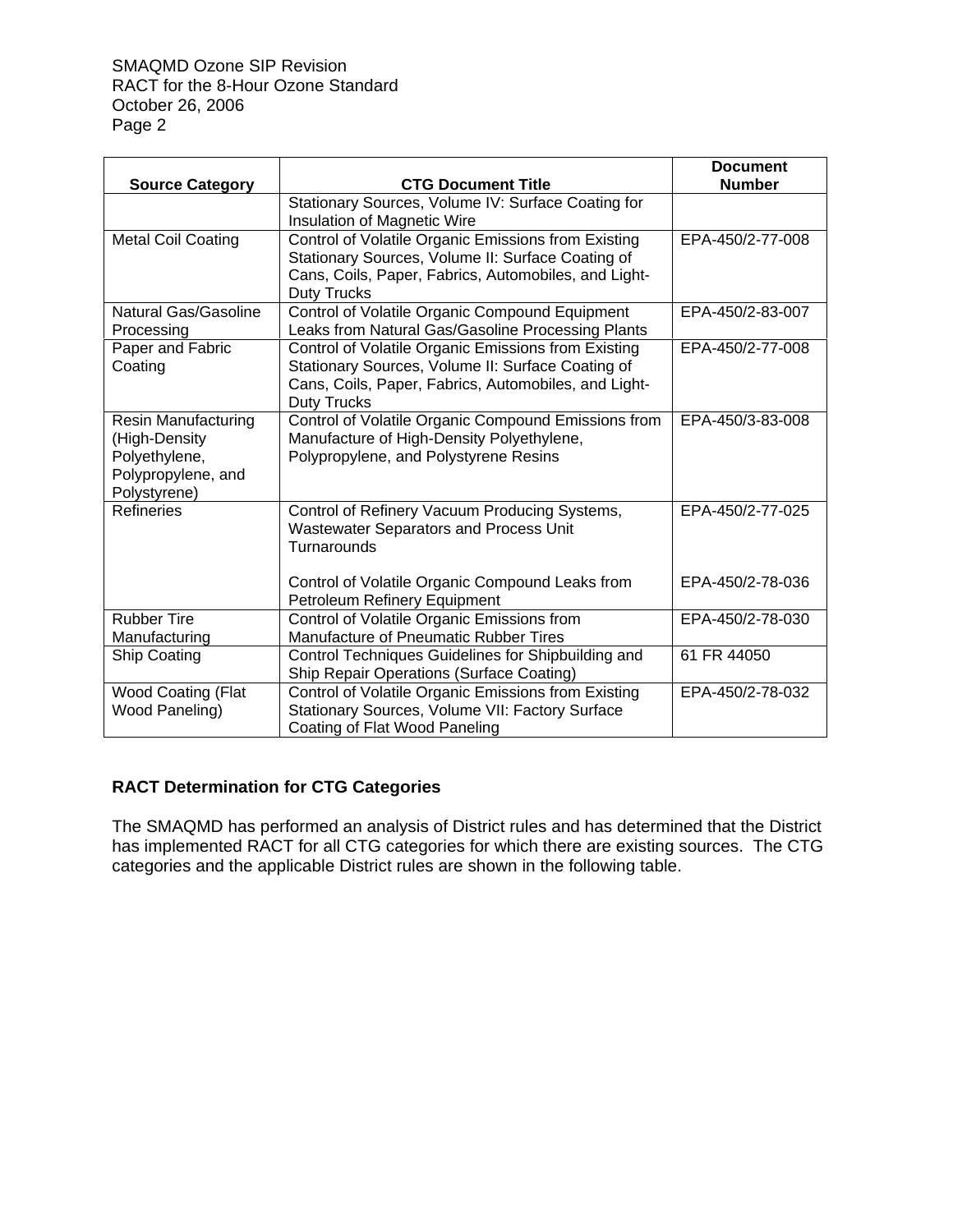| Source Category | CTG Document Title | Document Number |
|---|---|---|
| | Stationary Sources, Volume IV: Surface Coating for Insulation of Magnetic Wire | |
| Metal Coil Coating | Control of Volatile Organic Emissions from Existing Stationary Sources, Volume II: Surface Coating of Cans, Coils, Paper, Fabrics, Automobiles, and Light-Duty Trucks | EPA-450/2-77-008 |
| Natural Gas/Gasoline Processing | Control of Volatile Organic Compound Equipment Leaks from Natural Gas/Gasoline Processing Plants | EPA-450/2-83-007 |
| Paper and Fabric Coating | Control of Volatile Organic Emissions from Existing Stationary Sources, Volume II: Surface Coating of Cans, Coils, Paper, Fabrics, Automobiles, and Light-Duty Trucks | EPA-450/2-77-008 |
| Resin Manufacturing (High-Density Polyethylene, Polypropylene, and Polystyrene) | Control of Volatile Organic Compound Emissions from Manufacture of High-Density Polyethylene, Polypropylene, and Polystyrene Resins | EPA-450/3-83-008 |
| Refineries | Control of Refinery Vacuum Producing Systems, Wastewater Separators and Process Unit Turnarounds<br><br>Control of Volatile Organic Compound Leaks from Petroleum Refinery Equipment | EPA-450/2-77-025<br><br>EPA-450/2-78-036 |
| Rubber Tire Manufacturing | Control of Volatile Organic Emissions from Manufacture of Pneumatic Rubber Tires | EPA-450/2-78-030 |
| Ship Coating | Control Techniques Guidelines for Shipbuilding and Ship Repair Operations (Surface Coating) | 61 FR 44050 |
| Wood Coating (Flat Wood Paneling) | Control of Volatile Organic Emissions from Existing Stationary Sources, Volume VII: Factory Surface Coating of Flat Wood Paneling | EPA-450/2-78-032 |

### RACT Determination for CTG Categories

The SMAQMD has performed an analysis of District rules and has determined that the District has implemented RACT for all CTG categories for which there are existing sources. The CTG categories and the applicable District rules are shown in the following table.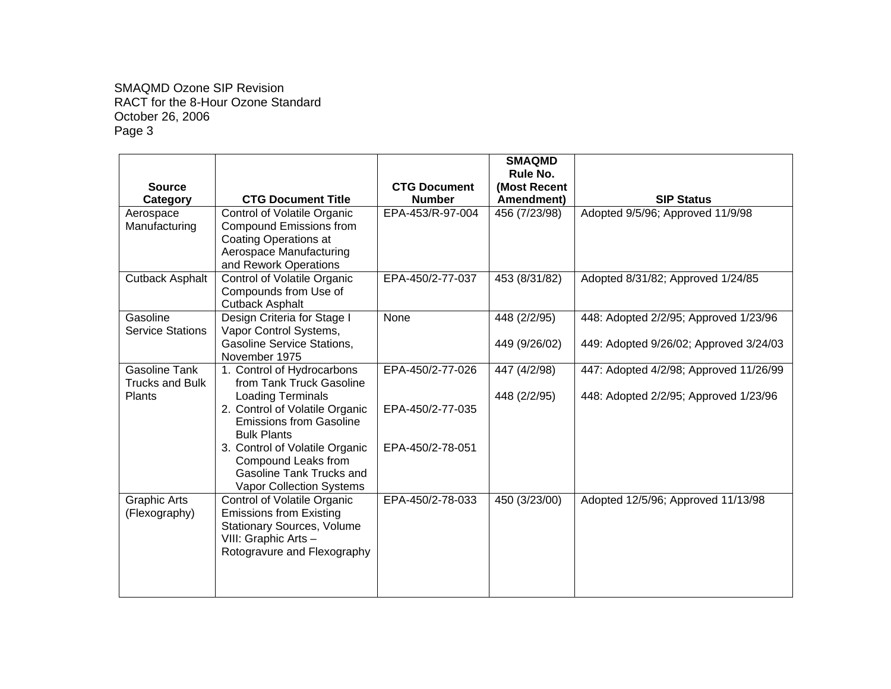| Source Category | CTG Document Title | CTG Document Number | SMAQMD Rule No. (Most Recent Amendment) | SIP Status |
|---|---|---|---|---|
| Aerospace Manufacturing | Control of Volatile Organic Compound Emissions from Coating Operations at Aerospace Manufacturing and Rework Operations | EPA-453/R-97-004 | 456 (7/23/98) | Adopted 9/5/96; Approved 11/9/98 |
| Cutback Asphalt | Control of Volatile Organic Compounds from Use of Cutback Asphalt | EPA-450/2-77-037 | 453 (8/31/82) | Adopted 8/31/82; Approved 1/24/85 |
| Gasoline Service Stations | Design Criteria for Stage I Vapor Control Systems, Gasoline Service Stations, November 1975 | None | 448 (2/2/95)<br><br>449 (9/26/02) | 448: Adopted 2/2/95; Approved 1/23/96<br><br>449: Adopted 9/26/02; Approved 3/24/03 |
| Gasoline Tank Trucks and Bulk Plants | 1. Control of Hydrocarbons from Tank Truck Gasoline Loading Terminals<br>2. Control of Volatile Organic Emissions from Gasoline Bulk Plants<br>3. Control of Volatile Organic Compound Leaks from Gasoline Tank Trucks and Vapor Collection Systems | EPA-450/2-77-026<br><br>EPA-450/2-77-035<br><br>EPA-450/2-78-051 | 447 (4/2/98)<br><br>448 (2/2/95) | 447: Adopted 4/2/98; Approved 11/26/99<br><br>448: Adopted 2/2/95; Approved 1/23/96 |
| Graphic Arts (Flexography) | Control of Volatile Organic Emissions from Existing Stationary Sources, Volume VIII: Graphic Arts – Rotogravure and Flexography | EPA-450/2-78-033 | 450 (3/23/00) | Adopted 12/5/96; Approved 11/13/98 |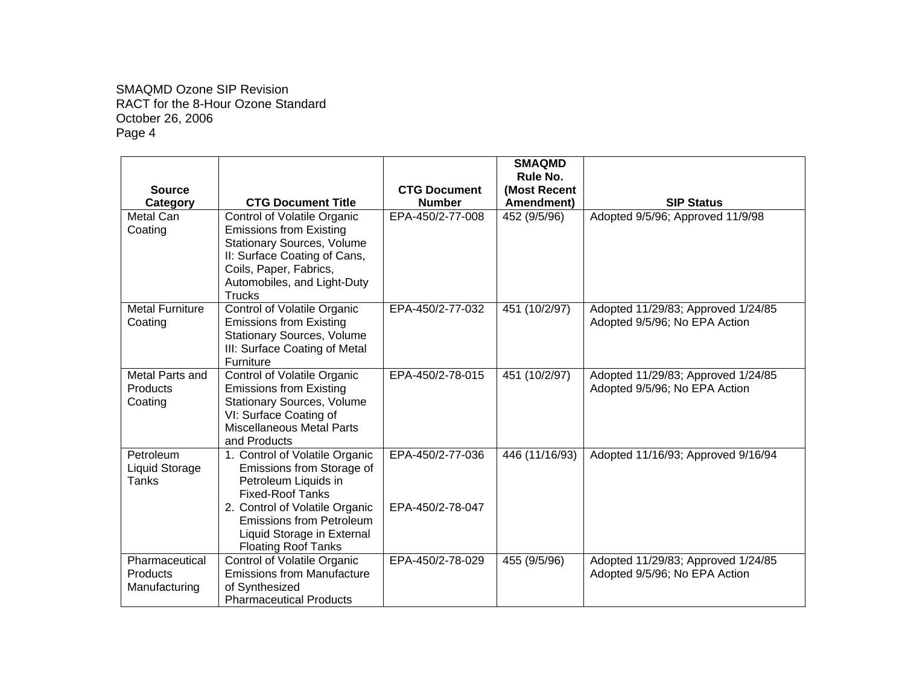| Source Category | CTG Document Title | CTG Document Number | SMAQMD Rule No. (Most Recent Amendment) | SIP Status |
| --- | --- | --- | --- | --- |
| Metal Can Coating | Control of Volatile Organic Emissions from Existing Stationary Sources, Volume II: Surface Coating of Cans, Coils, Paper, Fabrics, Automobiles, and Light-Duty Trucks | EPA-450/2-77-008 | 452 (9/5/96) | Adopted 9/5/96; Approved 11/9/98 |
| Metal Furniture Coating | Control of Volatile Organic Emissions from Existing Stationary Sources, Volume III: Surface Coating of Metal Furniture | EPA-450/2-77-032 | 451 (10/2/97) | Adopted 11/29/83; Approved 1/24/85<br>Adopted 9/5/96; No EPA Action |
| Metal Parts and Products Coating | Control of Volatile Organic Emissions from Existing Stationary Sources, Volume VI: Surface Coating of Miscellaneous Metal Parts and Products | EPA-450/2-78-015 | 451 (10/2/97) | Adopted 11/29/83; Approved 1/24/85<br>Adopted 9/5/96; No EPA Action |
| Petroleum Liquid Storage Tanks | 1. Control of Volatile Organic Emissions from Storage of Petroleum Liquids in Fixed-Roof Tanks<br>2. Control of Volatile Organic Emissions from Petroleum Liquid Storage in External Floating Roof Tanks | EPA-450/2-77-036<br><br>EPA-450/2-78-047 | 446 (11/16/93) | Adopted 11/16/93; Approved 9/16/94 |
| Pharmaceutical Products Manufacturing | Control of Volatile Organic Emissions from Manufacture of Synthesized Pharmaceutical Products | EPA-450/2-78-029 | 455 (9/5/96) | Adopted 11/29/83; Approved 1/24/85<br>Adopted 9/5/96; No EPA Action |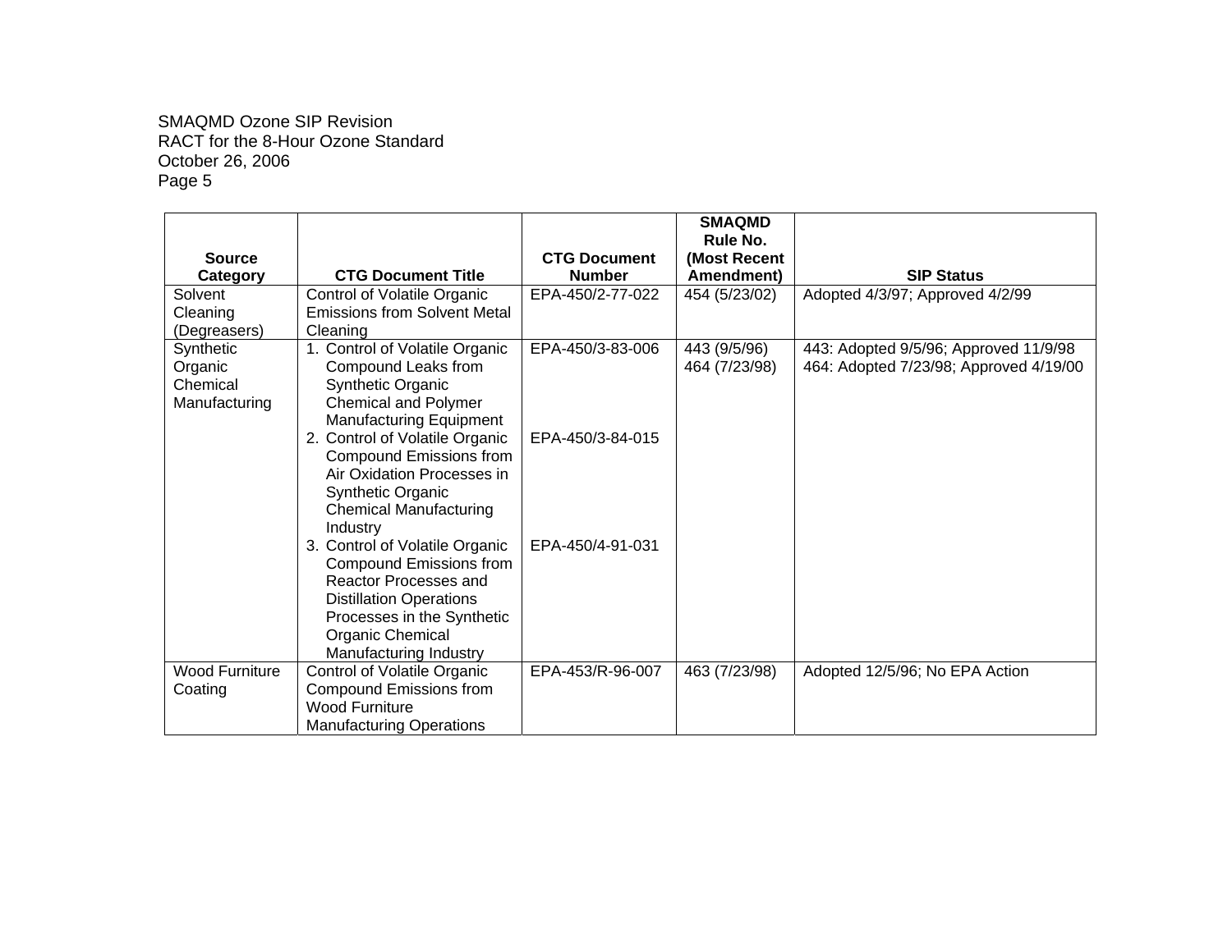| Source Category | CTG Document Title | CTG Document Number | SMAQMD Rule No. (Most Recent Amendment) | SIP Status |
|---|---|---|---|---|
| Solvent Cleaning (Degreasers) | Control of Volatile Organic Emissions from Solvent Metal Cleaning | EPA-450/2-77-022 | 454 (5/23/02) | Adopted 4/3/97; Approved 4/2/99 |
| Synthetic Organic Chemical Manufacturing | 1. Control of Volatile Organic Compound Leaks from Synthetic Organic Chemical and Polymer Manufacturing Equipment<br>2. Control of Volatile Organic Compound Emissions from Air Oxidation Processes in Synthetic Organic Chemical Manufacturing Industry<br>3. Control of Volatile Organic Compound Emissions from Reactor Processes and Distillation Operations Processes in the Synthetic Organic Chemical Manufacturing Industry | EPA-450/3-83-006<br>EPA-450/3-84-015<br>EPA-450/4-91-031 | 443 (9/5/96)<br>464 (7/23/98) | 443: Adopted 9/5/96; Approved 11/9/98<br>464: Adopted 7/23/98; Approved 4/19/00 |
| Wood Furniture Coating | Control of Volatile Organic Compound Emissions from Wood Furniture Manufacturing Operations | EPA-453/R-96-007 | 463 (7/23/98) | Adopted 12/5/96; No EPA Action |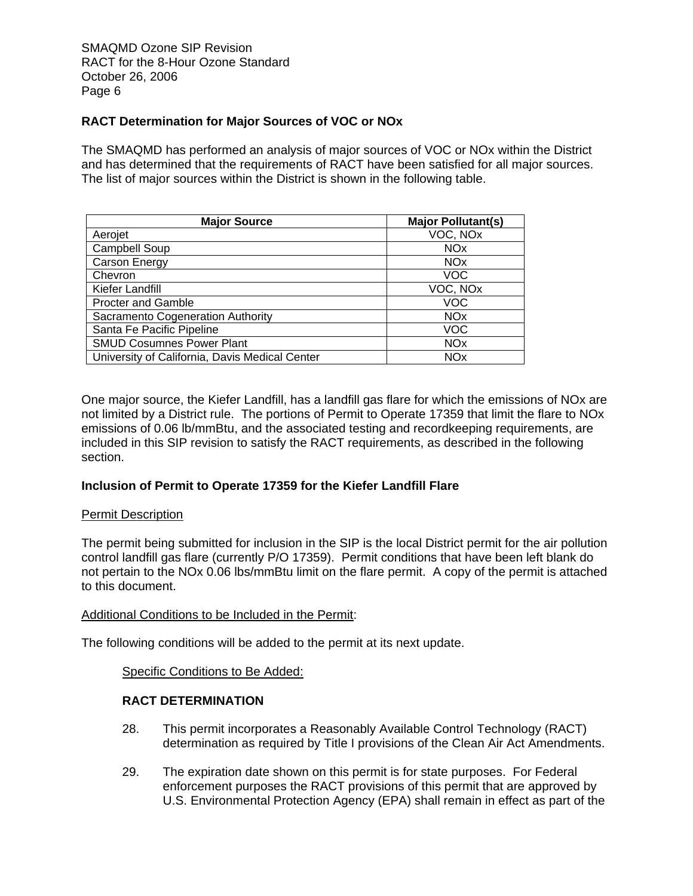## RACT Determination for Major Sources of VOC or NOx

The SMAQMD has performed an analysis of major sources of VOC or NOx within the District and has determined that the requirements of RACT have been satisfied for all major sources. The list of major sources within the District is shown in the following table.

| Major Source | Major Pollutant(s) |
|---|---|
| Aerojet | VOC, NOx |
| Campbell Soup | NOx |
| Carson Energy | NOx |
| Chevron | VOC |
| Kiefer Landfill | VOC, NOx |
| Procter and Gamble | VOC |
| Sacramento Cogeneration Authority | NOx |
| Santa Fe Pacific Pipeline | VOC |
| SMUD Cosumnes Power Plant | NOx |
| University of California, Davis Medical Center | NOx |

One major source, the Kiefer Landfill, has a landfill gas flare for which the emissions of NOx are not limited by a District rule. The portions of Permit to Operate 17359 that limit the flare to NOx emissions of 0.06 lb/mmBtu, and the associated testing and recordkeeping requirements, are included in this SIP revision to satisfy the RACT requirements, as described in the following section.

## Inclusion of Permit to Operate 17359 for the Kiefer Landfill Flare

Permit Description

The permit being submitted for inclusion in the SIP is the local District permit for the air pollution control landfill gas flare (currently P/O 17359). Permit conditions that have been left blank do not pertain to the NOx 0.06 lbs/mmBtu limit on the flare permit. A copy of the permit is attached to this document.

Additional Conditions to be Included in the Permit:

The following conditions will be added to the permit at its next update.

Specific Conditions to Be Added:

**RACT DETERMINATION**

28. This permit incorporates a Reasonably Available Control Technology (RACT) determination as required by Title I provisions of the Clean Air Act Amendments.

29. The expiration date shown on this permit is for state purposes. For Federal enforcement purposes the RACT provisions of this permit that are approved by U.S. Environmental Protection Agency (EPA) shall remain in effect as part of the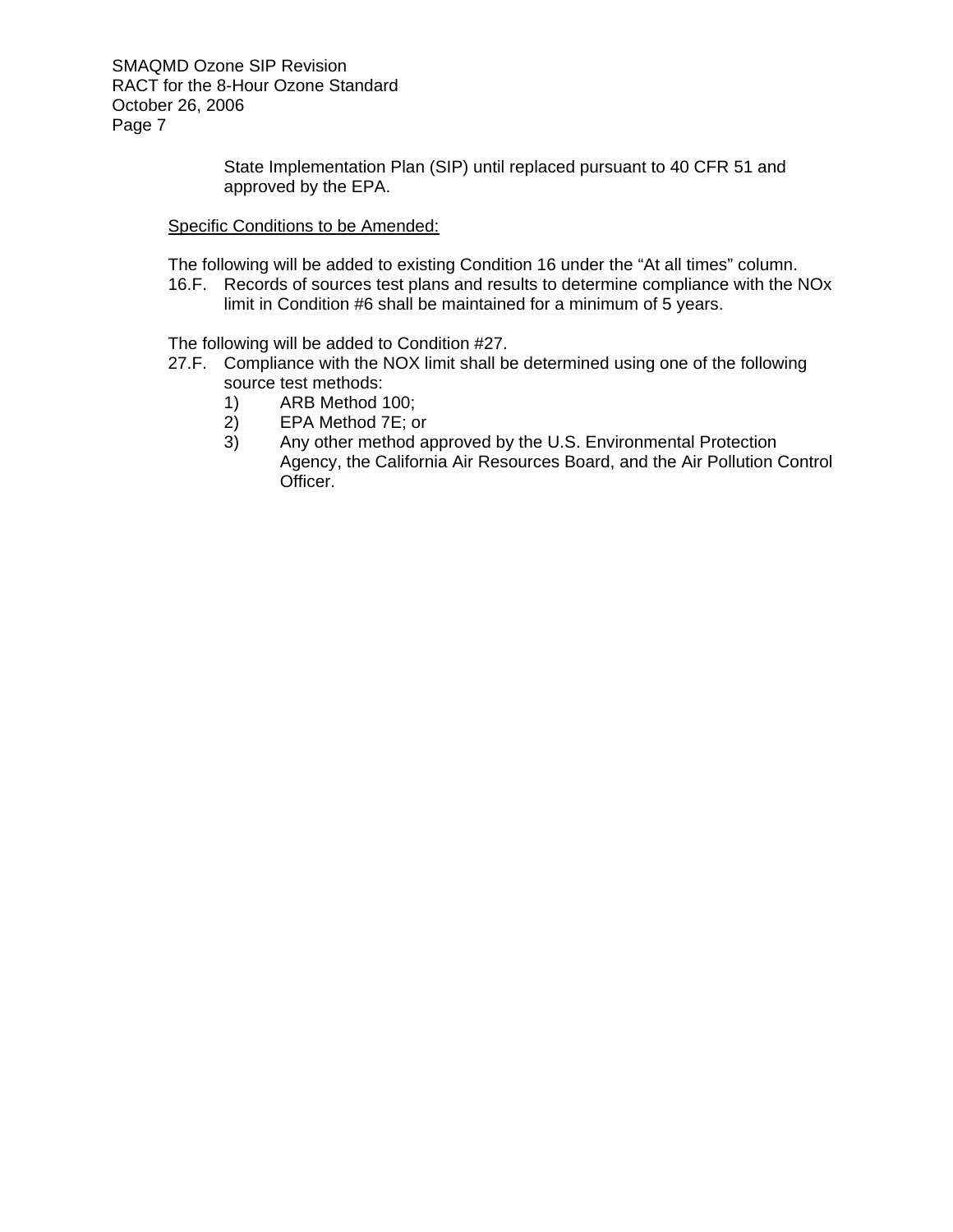State Implementation Plan (SIP) until replaced pursuant to 40 CFR 51 and approved by the EPA.

<u>Specific Conditions to be Amended:</u>

The following will be added to existing Condition 16 under the “At all times” column.

16.F. Records of sources test plans and results to determine compliance with the NOx limit in Condition #6 shall be maintained for a minimum of 5 years.

The following will be added to Condition #27.

27.F. Compliance with the NOX limit shall be determined using one of the following source test methods:

1) ARB Method 100;
2) EPA Method 7E; or
3) Any other method approved by the U.S. Environmental Protection Agency, the California Air Resources Board, and the Air Pollution Control Officer.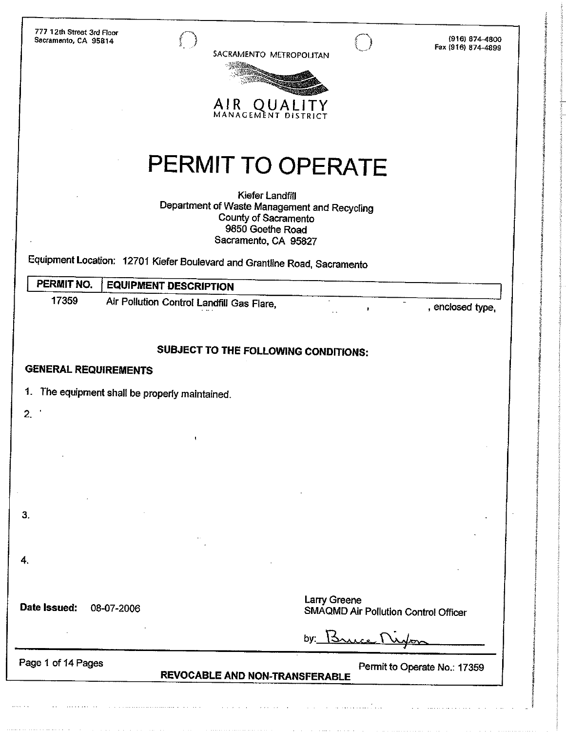777 12th Street 3rd Floor
Sacramento, CA 95814

(916) 874-4800
Fax (916) 874-4899

SACRAMENTO METROPOLITAN

AIR QUALITY
MANAGEMENT DISTRICT

# PERMIT TO OPERATE

Kiefer Landfill
Department of Waste Management and Recycling
County of Sacramento
9850 Goethe Road
Sacramento, CA 95827

Equipment Location: 12701 Kiefer Boulevard and Grantline Road, Sacramento

| PERMIT NO. | EQUIPMENT DESCRIPTION |
|---|---|
| 17359 | Air Pollution Control Landfill Gas Flare, , , enclosed type, |

**SUBJECT TO THE FOLLOWING CONDITIONS:**

**GENERAL REQUIREMENTS**

1. The equipment shall be properly maintained.
2.
3.
4.

**Date Issued:** 08-07-2006

Larry Greene
SMAQMD Air Pollution Control Officer

by: Bruce Nixon

Page 1 of 14 Pages

Permit to Operate No.: 17359

**REVOCABLE AND NON-TRANSFERABLE**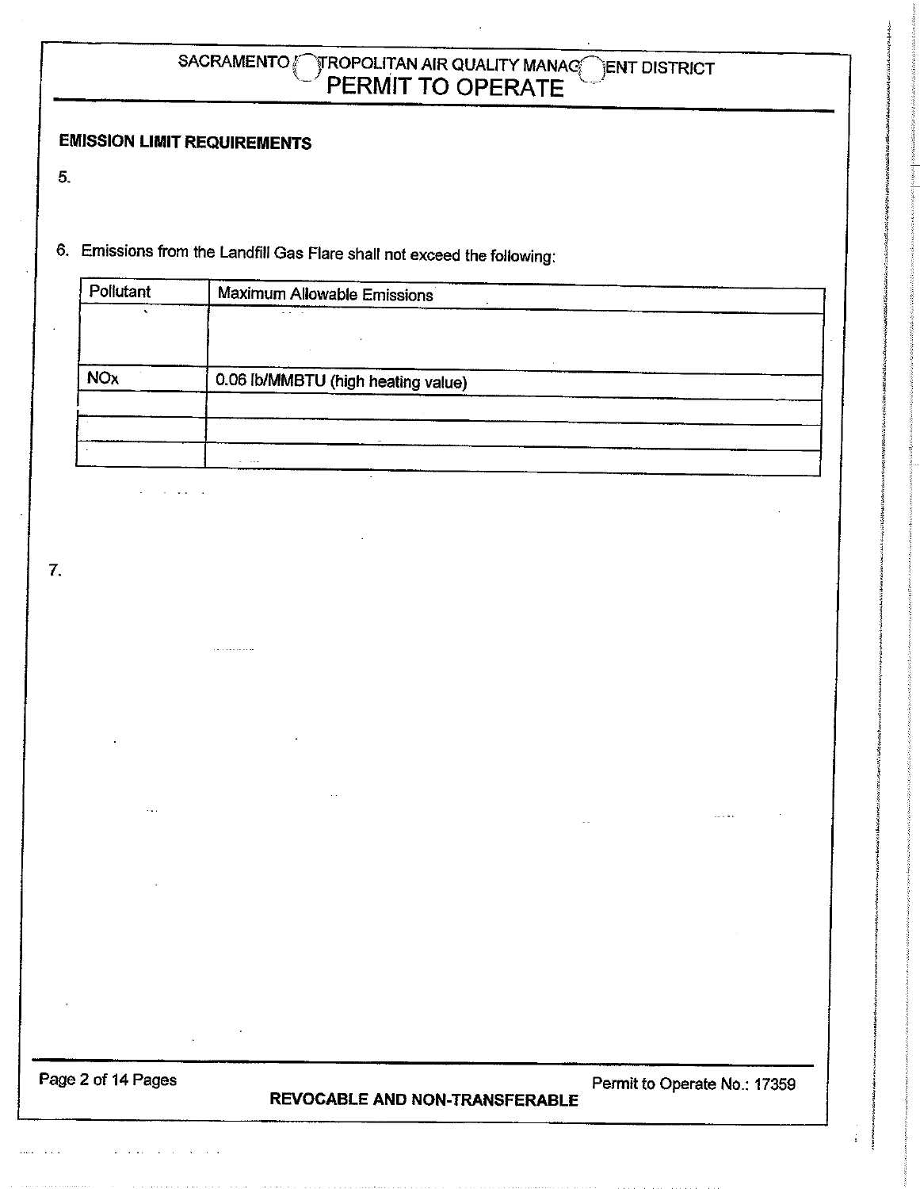**EMISSION LIMIT REQUIREMENTS**

5.

6. Emissions from the Landfill Gas Flare shall not exceed the following:

| Pollutant | Maximum Allowable Emissions |
|---|---|
| | |
| NOx | 0.06 lb/MMBTU (high heating value) |
| | |
| | |
| | |

7.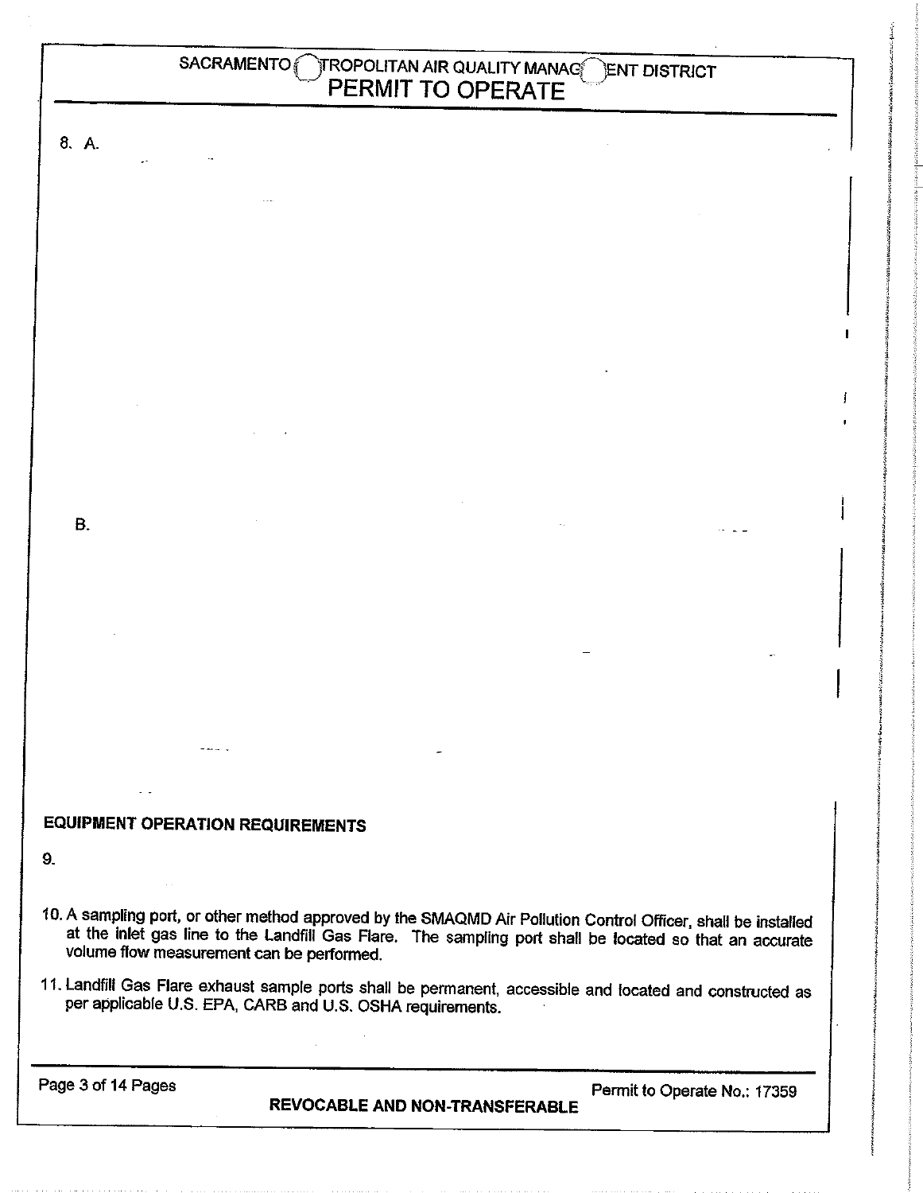8. A.

B.

## EQUIPMENT OPERATION REQUIREMENTS

9.

10. A sampling port, or other method approved by the SMAQMD Air Pollution Control Officer, shall be installed at the inlet gas line to the Landfill Gas Flare. The sampling port shall be located so that an accurate volume flow measurement can be performed.

11. Landfill Gas Flare exhaust sample ports shall be permanent, accessible and located and constructed as per applicable U.S. EPA, CARB and U.S. OSHA requirements.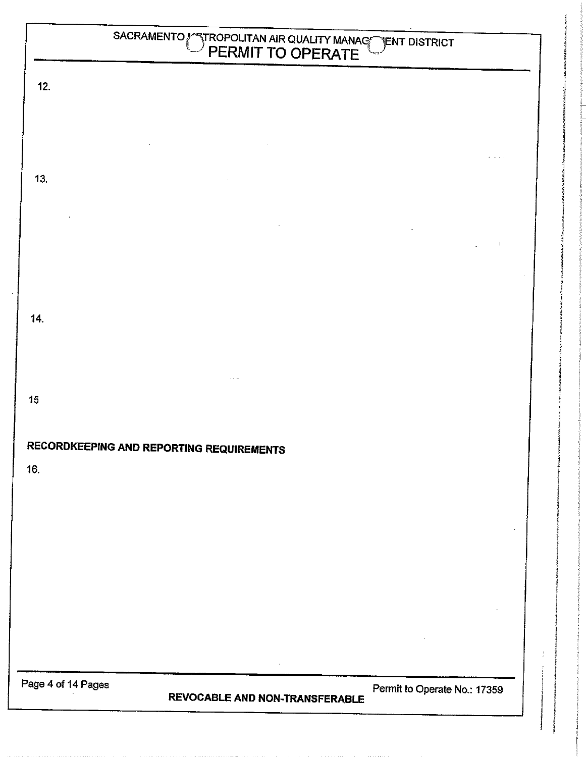# SACRAMENTO METROPOLITAN AIR QUALITY MANAGEMENT DISTRICT
## PERMIT TO OPERATE

12.

13.

14.

15

**RECORDKEEPING AND REPORTING REQUIREMENTS**

16.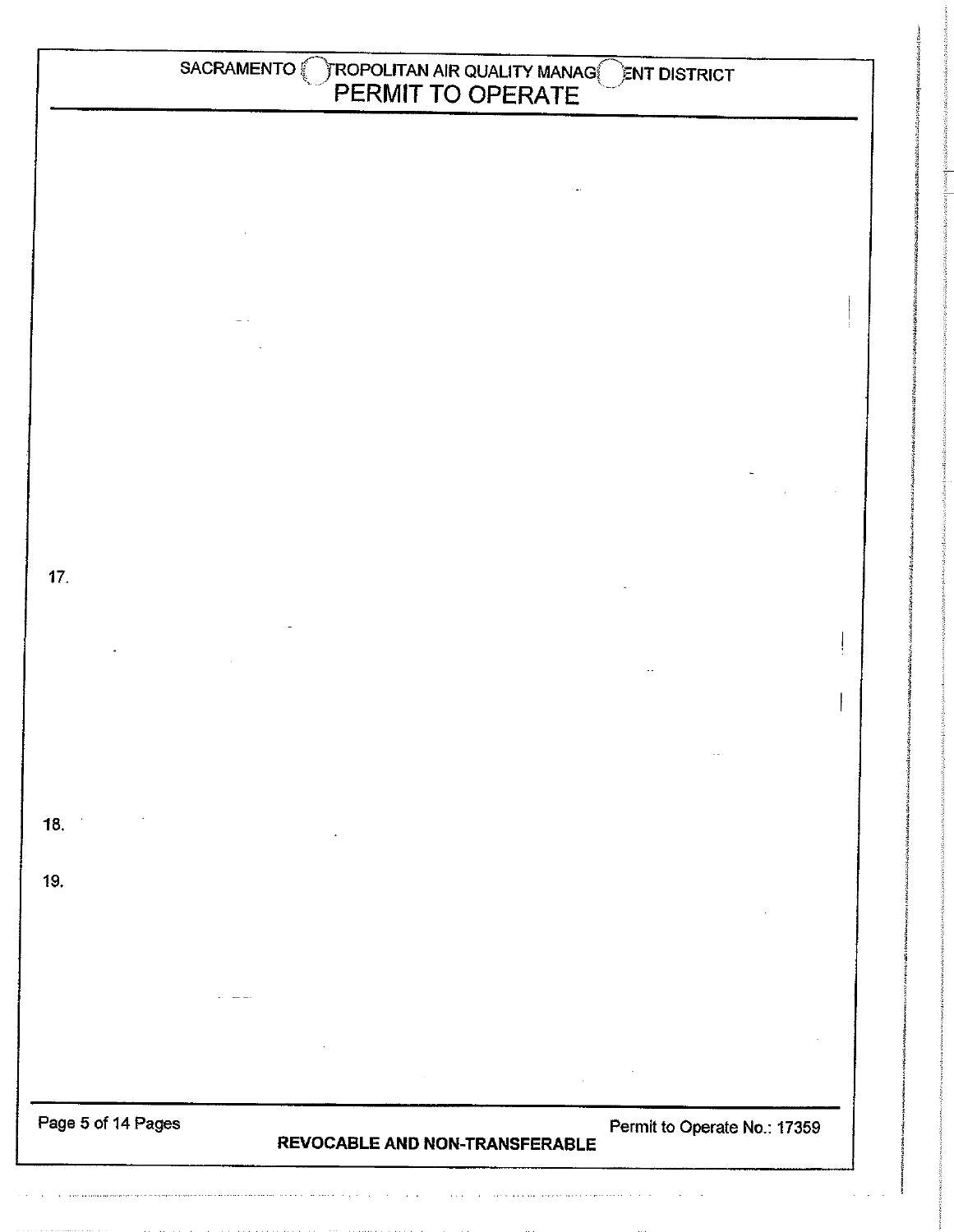17.

18.

19.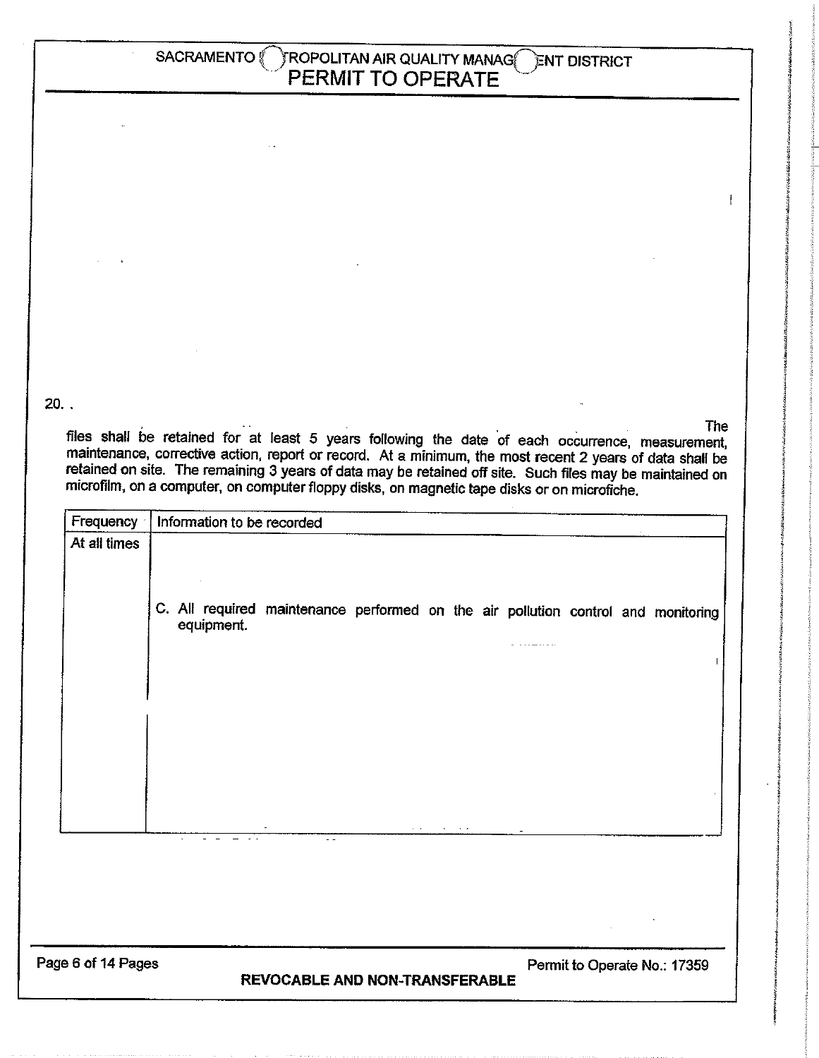20. .

The files shall be retained for at least 5 years following the date of each occurrence, measurement, maintenance, corrective action, report or record. At a minimum, the most recent 2 years of data shall be retained on site. The remaining 3 years of data may be retained off site. Such files may be maintained on microfilm, on a computer, on computer floppy disks, on magnetic tape disks or on microfiche.

| Frequency | Information to be recorded |
|---|---|
| At all times | C. All required maintenance performed on the air pollution control and monitoring equipment. |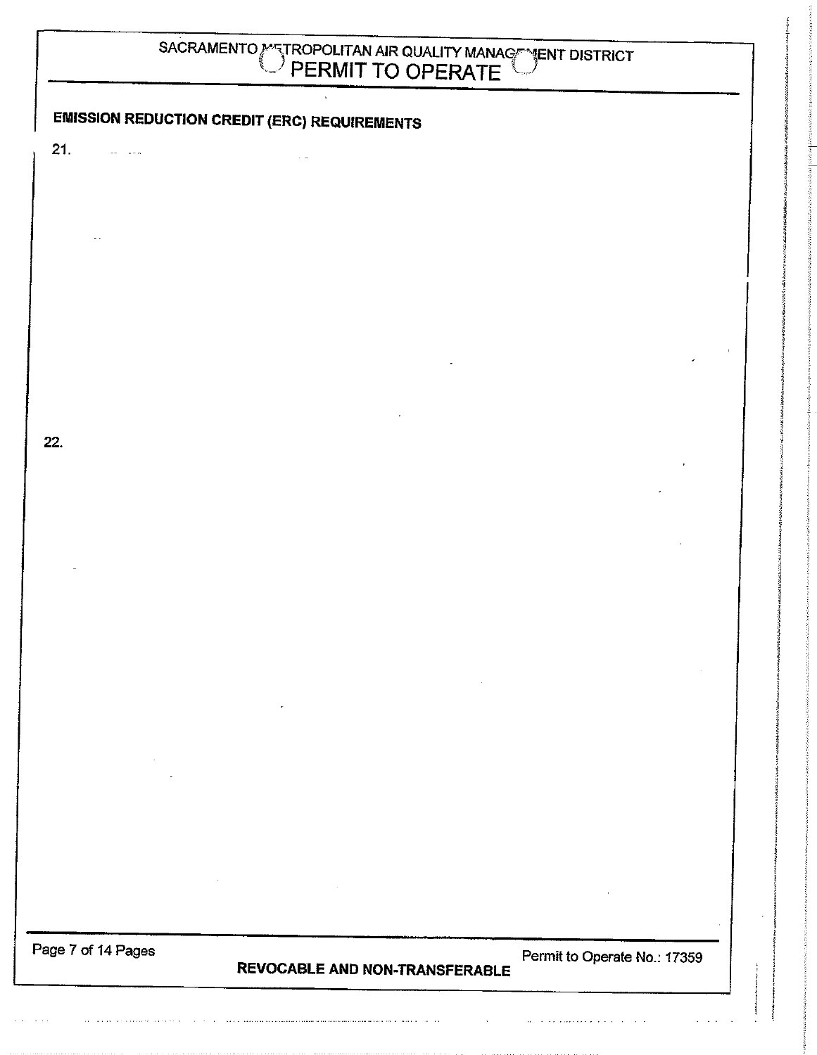**EMISSION REDUCTION CREDIT (ERC) REQUIREMENTS**

21.

22.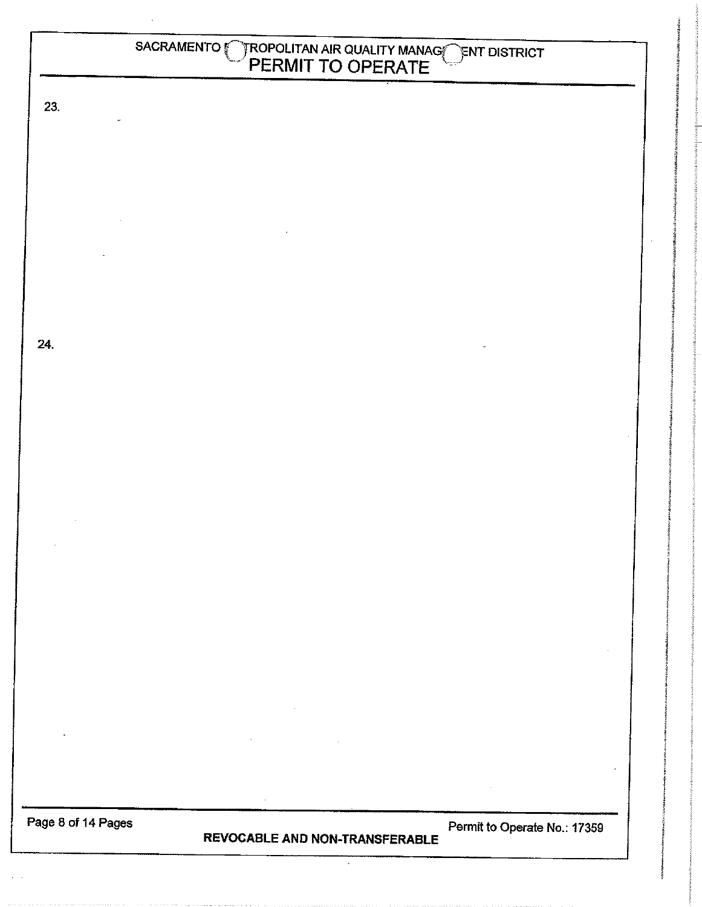23.

24.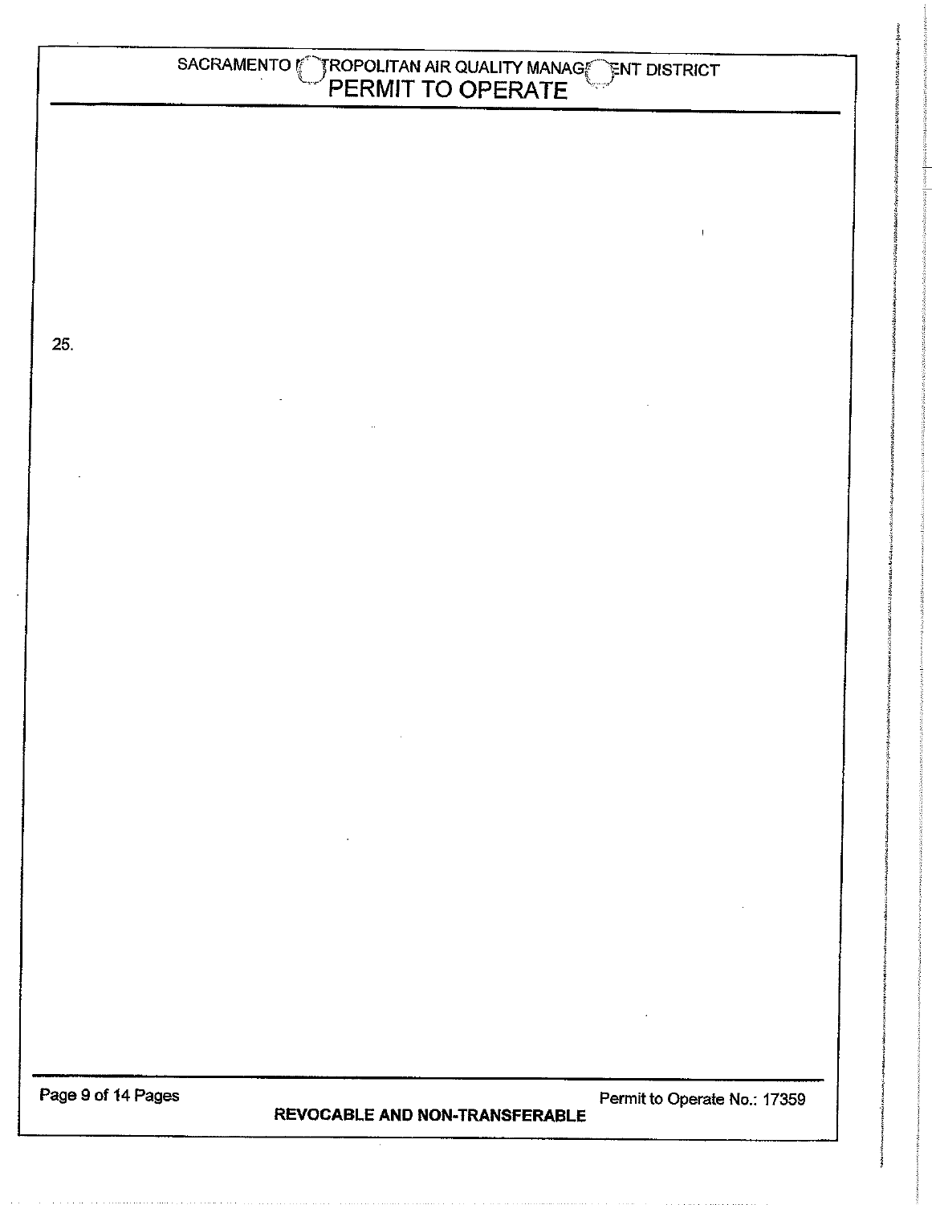25.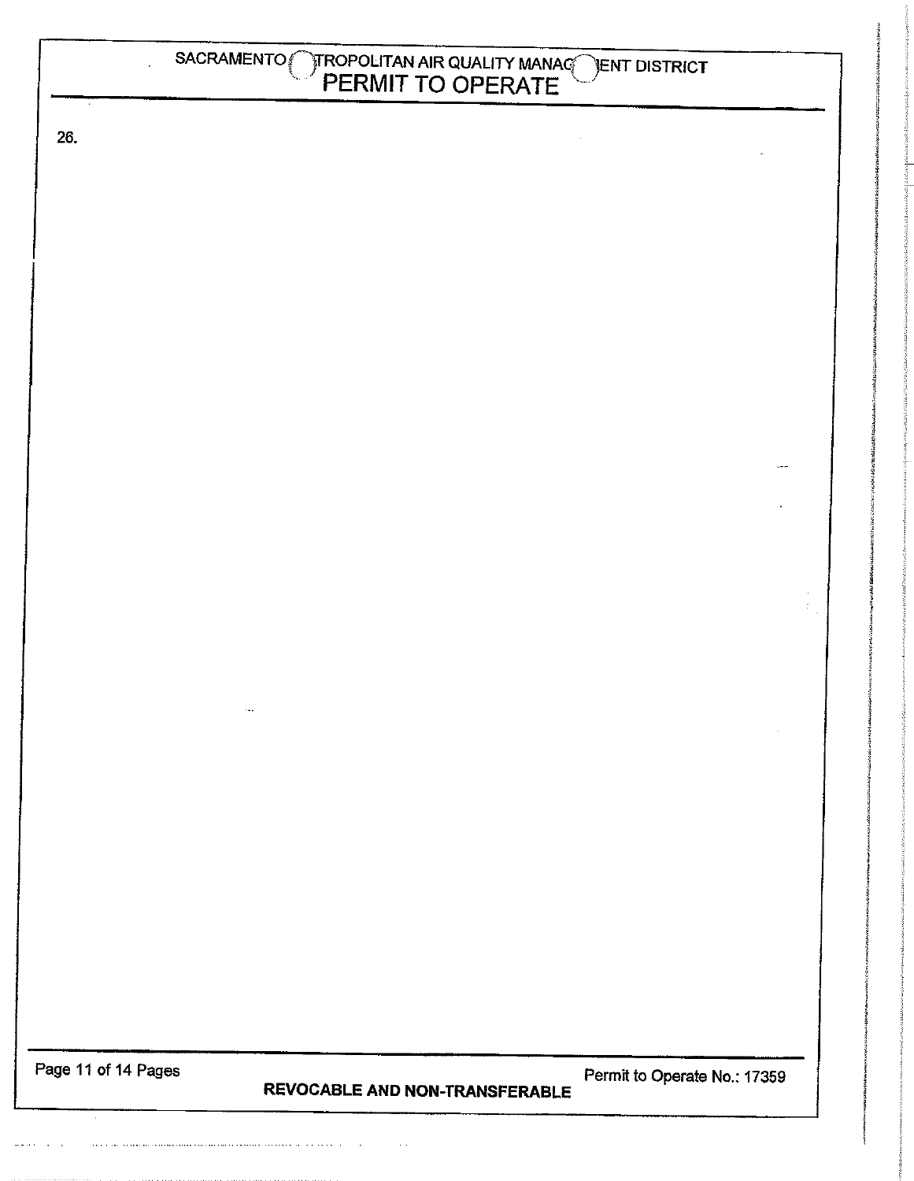26.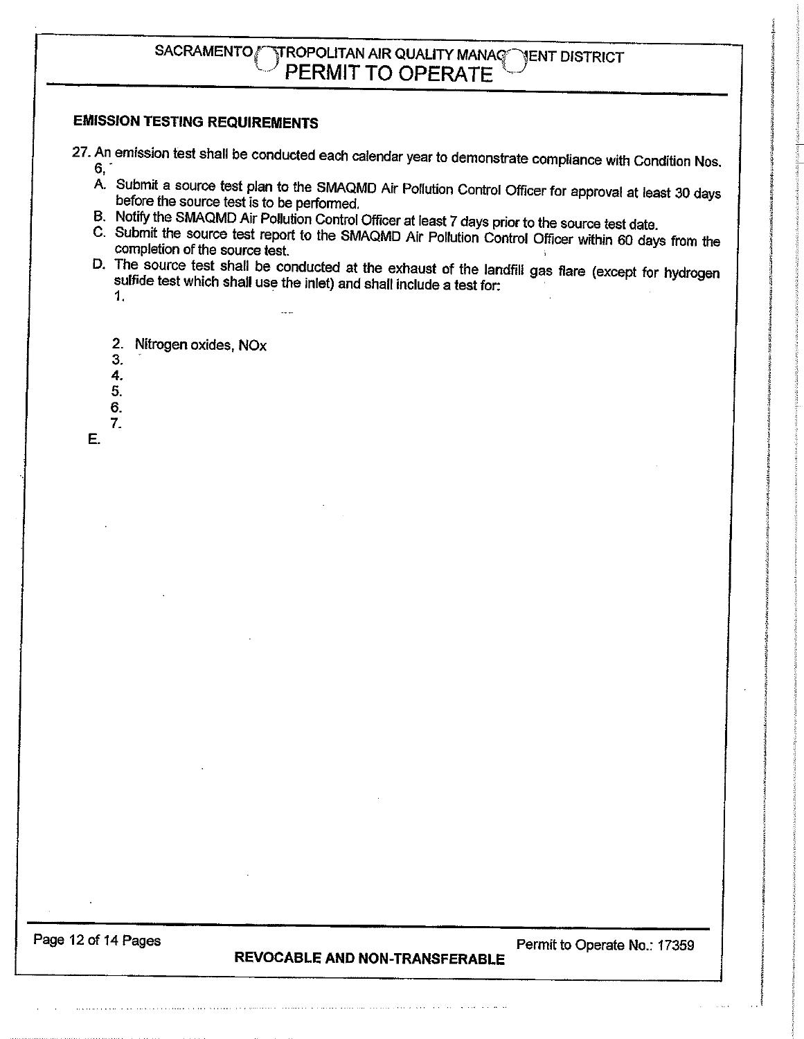## EMISSION TESTING REQUIREMENTS

27. An emission test shall be conducted each calendar year to demonstrate compliance with Condition Nos. 6,
    A. Submit a source test plan to the SMAQMD Air Pollution Control Officer for approval at least 30 days before the source test is to be performed.
    B. Notify the SMAQMD Air Pollution Control Officer at least 7 days prior to the source test date.
    C. Submit the source test report to the SMAQMD Air Pollution Control Officer within 60 days from the completion of the source test.
    D. The source test shall be conducted at the exhaust of the landfill gas flare (except for hydrogen sulfide test which shall use the inlet) and shall include a test for:
        1.
        2. Nitrogen oxides, NOx
        3.
        4.
        5.
        6.
        7.
    E.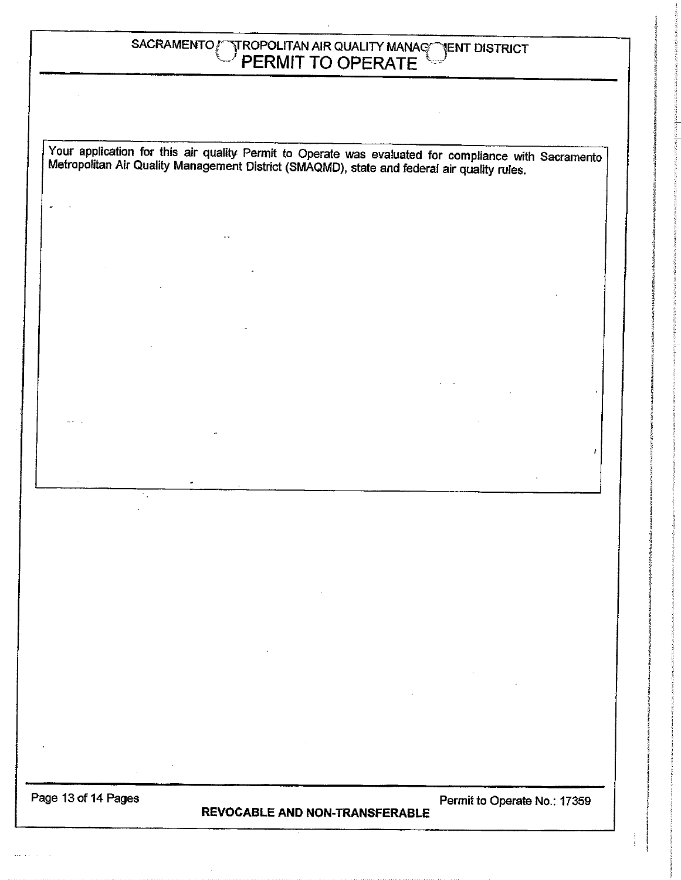Your application for this air quality Permit to Operate was evaluated for compliance with Sacramento Metropolitan Air Quality Management District (SMAQMD), state and federal air quality rules.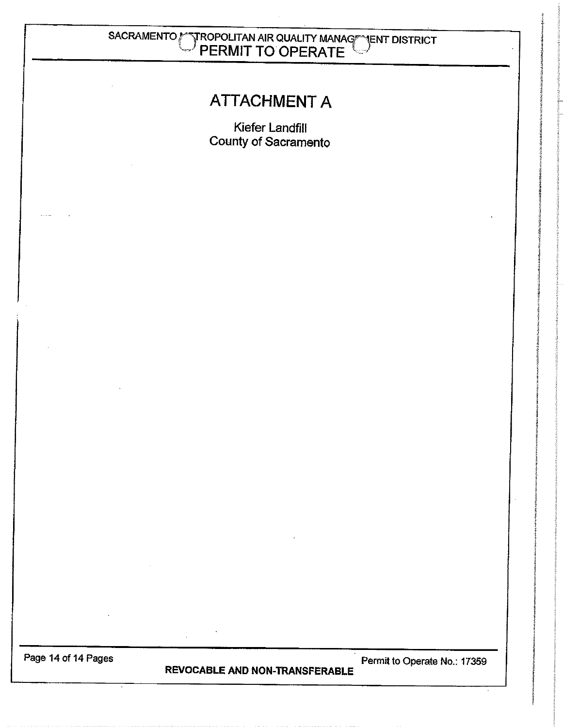# ATTACHMENT A

Kiefer Landfill
County of Sacramento